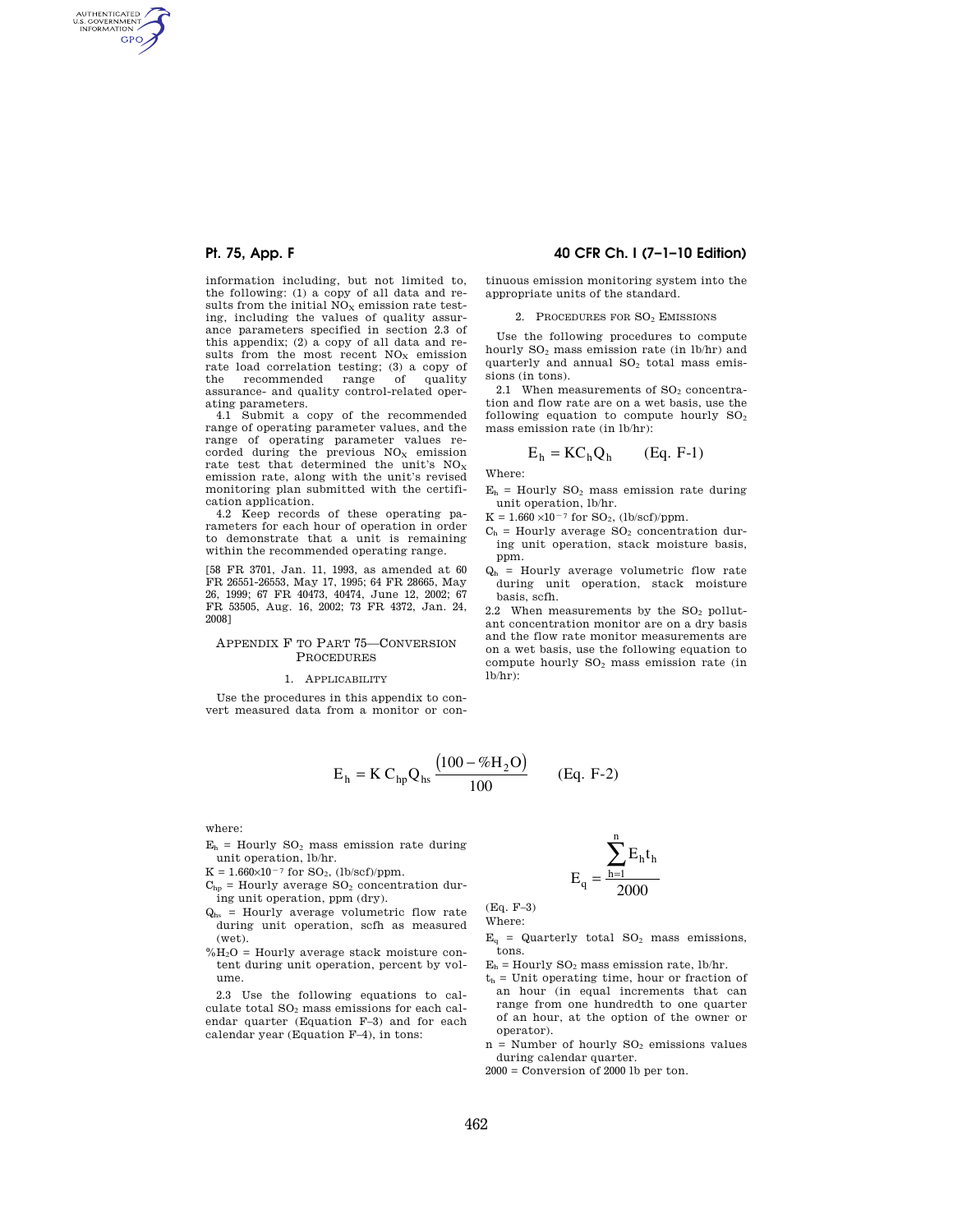information including, but not limited to, the following: (1) a copy of all data and results from the initial $NO_X$ emission rate testing, including the values of quality assurance parameters specified in section 2.3 of this appendix; (2) a copy of all data and results from the most recent $NO_X$ emission rate load correlation testing; (3) a copy of the recommended range of quality assurance- and quality control-related operating parameters.

4.1 Submit a copy of the recommended range of operating parameter values, and the range of operating parameter values recorded during the previous $NO_X$ emission rate test that determined the unit's $NO_X$ emission rate, along with the unit's revised monitoring plan submitted with the certification application.

4.2 Keep records of these operating parameters for each hour of operation in order to demonstrate that a unit is remaining within the recommended operating range.

[58 FR 3701, Jan. 11, 1993, as amended at 60 FR 26551-26553, May 17, 1995; 64 FR 28665, May 26, 1999; 67 FR 40473, 40474, June 12, 2002; 67 FR 53505, Aug. 16, 2002; 73 FR 4372, Jan. 24, 2008]

## Appendix F to Part 75—Conversion Procedures

### 1. Applicability

Use the procedures in this appendix to convert measured data from a monitor or continuous emission monitoring system into the appropriate units of the standard.

### 2. Procedures for $SO_2$ Emissions

Use the following procedures to compute hourly $SO_2$ mass emission rate (in lb/hr) and quarterly and annual $SO_2$ total mass emissions (in tons).

2.1 When measurements of $SO_2$ concentration and flow rate are on a wet basis, use the following equation to compute hourly $SO_2$ mass emission rate (in lb/hr):

$$E_h = KC_hQ_h \qquad \text{(Eq. F-1)}$$

Where:

$E_h$ = Hourly $SO_2$ mass emission rate during unit operation, lb/hr.

K = $1.660 \times 10^{-7}$ for $SO_2$, (lb/scf)/ppm.

$C_h$ = Hourly average $SO_2$ concentration during unit operation, stack moisture basis, ppm.

$Q_h$ = Hourly average volumetric flow rate during unit operation, stack moisture basis, scfh.

2.2 When measurements by the $SO_2$ pollutant concentration monitor are on a dry basis and the flow rate monitor measurements are on a wet basis, use the following equation to compute hourly $SO_2$ mass emission rate (in lb/hr):

$$E_h = K\,C_{hp}Q_{hs}\frac{(100 - \%H_2O)}{100} \qquad \text{(Eq. F-2)}$$

where:

$E_h$ = Hourly $SO_2$ mass emission rate during unit operation, lb/hr.

K = $1.660 \times 10^{-7}$ for $SO_2$, (lb/scf)/ppm.

$C_{hp}$ = Hourly average $SO_2$ concentration during unit operation, ppm (dry).

$Q_{hs}$ = Hourly average volumetric flow rate during unit operation, scfh as measured (wet).

$\%H_2O$ = Hourly average stack moisture content during unit operation, percent by volume.

2.3 Use the following equations to calculate total $SO_2$ mass emissions for each calendar quarter (Equation F–3) and for each calendar year (Equation F–4), in tons:

$$E_q = \frac{\sum_{h=1}^{n} E_h t_h}{2000}$$

(Eq. F–3)

Where:

$E_q$ = Quarterly total $SO_2$ mass emissions, tons.

$E_h$ = Hourly $SO_2$ mass emission rate, lb/hr.

$t_h$ = Unit operating time, hour or fraction of an hour (in equal increments that can range from one hundredth to one quarter of an hour, at the option of the owner or operator).

n = Number of hourly $SO_2$ emissions values during calendar quarter.

2000 = Conversion of 2000 lb per ton.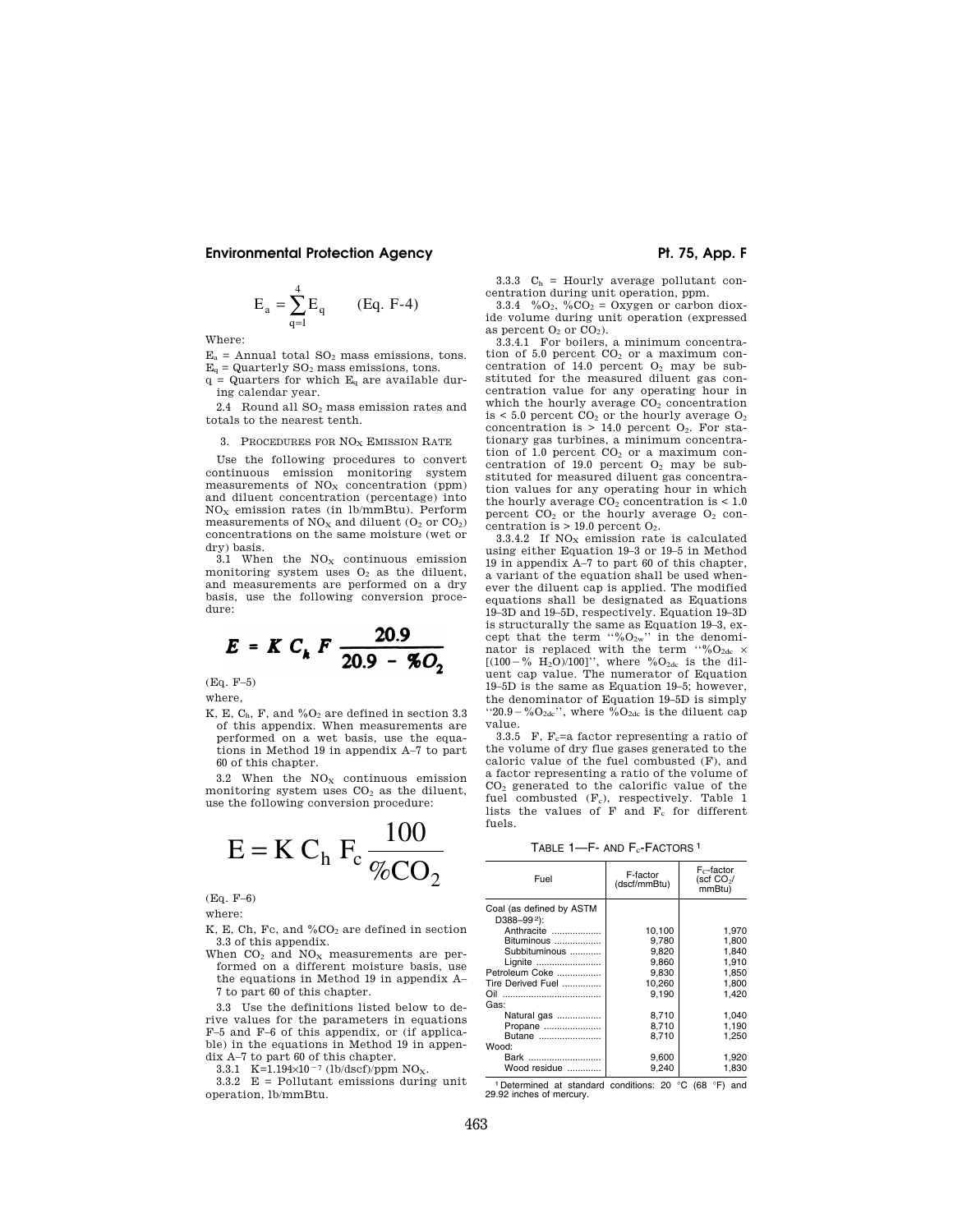$$E_a = \sum_{q=1}^{4} E_q \qquad \text{(Eq. F-4)}$$

Where:

$E_a$ = Annual total $SO_2$ mass emissions, tons.
$E_q$ = Quarterly $SO_2$ mass emissions, tons.
q = Quarters for which $E_q$ are available during calendar year.

2.4 Round all $SO_2$ mass emission rates and totals to the nearest tenth.

### 3. PROCEDURES FOR $NO_X$ EMISSION RATE

Use the following procedures to convert continuous emission monitoring system measurements of $NO_X$ concentration (ppm) and diluent concentration (percentage) into $NO_X$ emission rates (in lb/mmBtu). Perform measurements of $NO_X$ and diluent ($O_2$ or $CO_2$) concentrations on the same moisture (wet or dry) basis.

3.1 When the $NO_X$ continuous emission monitoring system uses $O_2$ as the diluent, and measurements are performed on a dry basis, use the following conversion procedure:

$$E = K\ C_h\ F\ \frac{20.9}{20.9 - \%O_2}$$

(Eq. F–5)

where,

K, E, $C_h$, F, and $\%O_2$ are defined in section 3.3 of this appendix. When measurements are performed on a wet basis, use the equations in Method 19 in appendix A–7 to part 60 of this chapter.

3.2 When the $NO_X$ continuous emission monitoring system uses $CO_2$ as the diluent, use the following conversion procedure:

$$E = K\ C_h\ F_c\ \frac{100}{\%CO_2}$$

(Eq. F–6)

where:

K, E, Ch, Fc, and $\%CO_2$ are defined in section 3.3 of this appendix.

When $CO_2$ and $NO_X$ measurements are performed on a different moisture basis, use the equations in Method 19 in appendix A–7 to part 60 of this chapter.

3.3 Use the definitions listed below to derive values for the parameters in equations F–5 and F–6 of this appendix, or (if applicable) in the equations in Method 19 in appendix A–7 to part 60 of this chapter.

3.3.1 $K=1.194\times10^{-7}$ (lb/dscf)/ppm $NO_X$.

3.3.2 E = Pollutant emissions during unit operation, lb/mmBtu.

3.3.3 $C_h$ = Hourly average pollutant concentration during unit operation, ppm.

3.3.4 $\%O_2$, $\%CO_2$ = Oxygen or carbon dioxide volume during unit operation (expressed as percent $O_2$ or $CO_2$).

3.3.4.1 For boilers, a minimum concentration of 5.0 percent $CO_2$ or a maximum concentration of 14.0 percent $O_2$ may be substituted for the measured diluent gas concentration value for any operating hour in which the hourly average $CO_2$ concentration is < 5.0 percent $CO_2$ or the hourly average $O_2$ concentration is > 14.0 percent $O_2$. For stationary gas turbines, a minimum concentration of 1.0 percent $CO_2$ or a maximum concentration of 19.0 percent $O_2$ may be substituted for measured diluent gas concentration values for any operating hour in which the hourly average $CO_2$ concentration is < 1.0 percent $CO_2$ or the hourly average $O_2$ concentration is > 19.0 percent $O_2$.

3.3.4.2 If $NO_X$ emission rate is calculated using either Equation 19–3 or 19–5 in Method 19 in appendix A–7 to part 60 of this chapter, a variant of the equation shall be used whenever the diluent cap is applied. The modified equations shall be designated as Equations 19–3D and 19–5D, respectively. Equation 19–3D is structurally the same as Equation 19–3, except that the term "$\%O_{2w}$" in the denominator is replaced with the term "$\%O_{2dc} \times [(100 - \%\ H_2O)/100]$", where $\%O_{2dc}$ is the diluent cap value. The numerator of Equation 19–5D is the same as Equation 19–5; however, the denominator of Equation 19–5D is simply "$20.9 - \%O_{2dc}$", where $\%O_{2dc}$ is the diluent cap value.

3.3.5 F, $F_c$=a factor representing a ratio of the volume of dry flue gases generated to the caloric value of the fuel combusted (F), and a factor representing a ratio of the volume of $CO_2$ generated to the calorific value of the fuel combusted ($F_c$), respectively. Table 1 lists the values of F and $F_c$ for different fuels.

TABLE 1—F- AND $F_c$-FACTORS [1]

| Fuel | F-factor (dscf/mmBtu) | $F_C$-factor (scf $CO_2$/mmBtu) |
|---|---|---|
| Coal (as defined by ASTM D388–99 [2]): | | |
| Anthracite | 10,100 | 1,970 |
| Bituminous | 9,780 | 1,800 |
| Subbituminous | 9,820 | 1,840 |
| Lignite | 9,860 | 1,910 |
| Petroleum Coke | 9,830 | 1,850 |
| Tire Derived Fuel | 10,260 | 1,800 |
| Oil | 9,190 | 1,420 |
| Gas: | | |
| Natural gas | 8,710 | 1,040 |
| Propane | 8,710 | 1,190 |
| Butane | 8,710 | 1,250 |
| Wood: | | |
| Bark | 9,600 | 1,920 |
| Wood residue | 9,240 | 1,830 |

[1] Determined at standard conditions: 20 °C (68 °F) and 29.92 inches of mercury.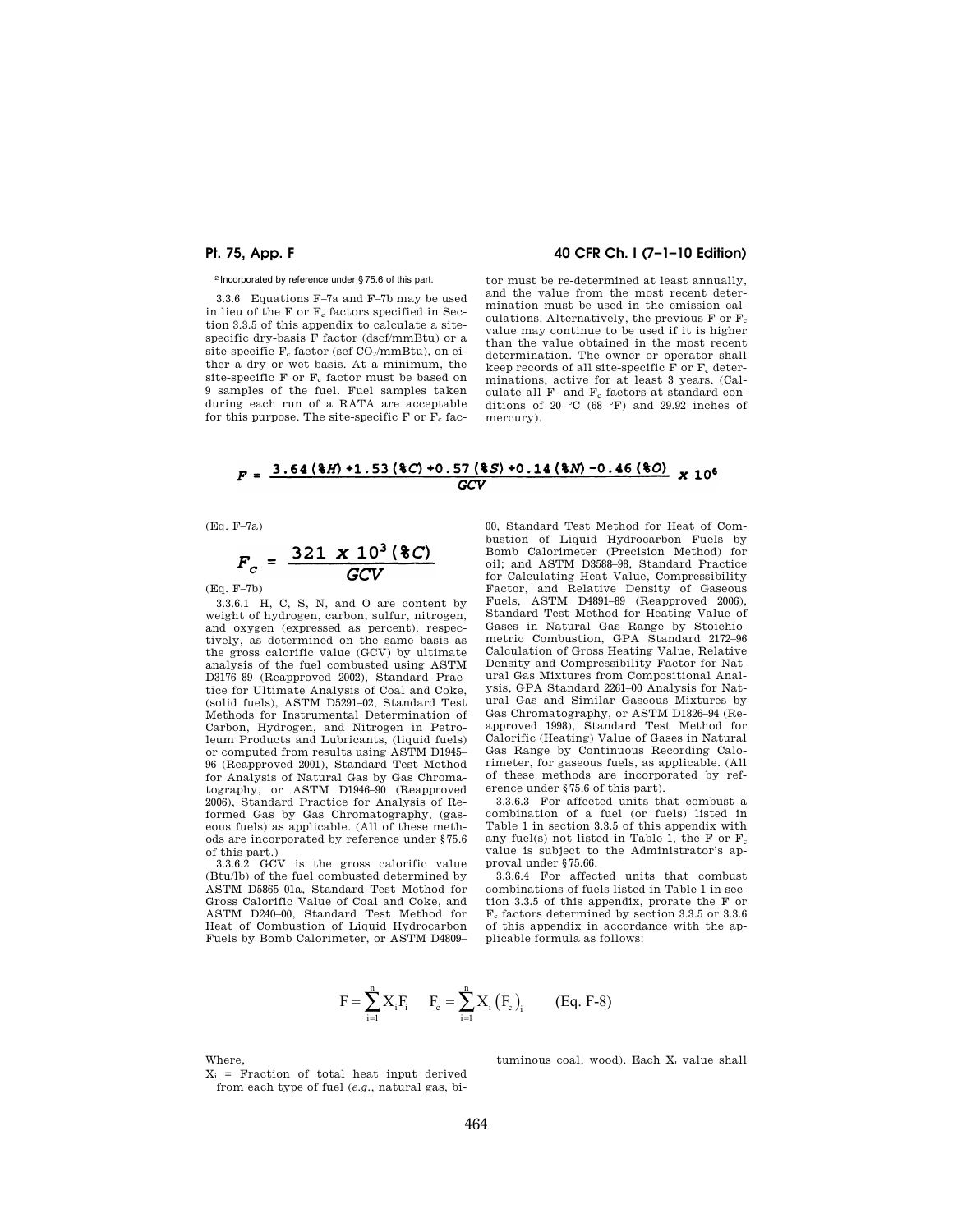[2] Incorporated by reference under §75.6 of this part.

3.3.6 Equations F–7a and F–7b may be used in lieu of the F or $F_c$ factors specified in Section 3.3.5 of this appendix to calculate a site-specific dry-basis F factor (dscf/mmBtu) or a site-specific $F_c$ factor (scf $CO_2$/mmBtu), on either a dry or wet basis. At a minimum, the site-specific F or $F_c$ factor must be based on 9 samples of the fuel. Fuel samples taken during each run of a RATA are acceptable for this purpose. The site-specific F or $F_c$ factor must be re-determined at least annually, and the value from the most recent determination must be used in the emission calculations. Alternatively, the previous F or $F_c$ value may continue to be used if it is higher than the value obtained in the most recent determination. The owner or operator shall keep records of all site-specific F or $F_c$ determinations, active for at least 3 years. (Calculate all F- and $F_c$ factors at standard conditions of 20 °C (68 °F) and 29.92 inches of mercury).

$$F = \frac{3.64(\%H) + 1.53(\%C) + 0.57(\%S) + 0.14(\%N) - 0.46(\%O)}{GCV} \times 10^6$$

(Eq. F–7a)

$$F_c = \frac{321 \times 10^3 (\%C)}{GCV}$$

(Eq. F–7b)

3.3.6.1 H, C, S, N, and O are content by weight of hydrogen, carbon, sulfur, nitrogen, and oxygen (expressed as percent), respectively, as determined on the same basis as the gross calorific value (GCV) by ultimate analysis of the fuel combusted using ASTM D3176–89 (Reapproved 2002), Standard Practice for Ultimate Analysis of Coal and Coke, (solid fuels), ASTM D5291–02, Standard Test Methods for Instrumental Determination of Carbon, Hydrogen, and Nitrogen in Petroleum Products and Lubricants, (liquid fuels) or computed from results using ASTM D1945–96 (Reapproved 2001), Standard Test Method for Analysis of Natural Gas by Gas Chromatography, or ASTM D1946–90 (Reapproved 2006), Standard Practice for Analysis of Reformed Gas by Gas Chromatography, (gaseous fuels) as applicable. (All of these methods are incorporated by reference under §75.6 of this part.)

3.3.6.2 GCV is the gross calorific value (Btu/lb) of the fuel combusted determined by ASTM D5865–01a, Standard Test Method for Gross Calorific Value of Coal and Coke, and ASTM D240–00, Standard Test Method for Heat of Combustion of Liquid Hydrocarbon Fuels by Bomb Calorimeter, or ASTM D4809–00, Standard Test Method for Heat of Combustion of Liquid Hydrocarbon Fuels by Bomb Calorimeter (Precision Method) for oil; and ASTM D3588–98, Standard Practice for Calculating Heat Value, Compressibility Factor, and Relative Density of Gaseous Fuels, ASTM D4891–89 (Reapproved 2006), Standard Test Method for Heating Value of Gases in Natural Gas Range by Stoichiometric Combustion, GPA Standard 2172–96 Calculation of Gross Heating Value, Relative Density and Compressibility Factor for Natural Gas Mixtures from Compositional Analysis, GPA Standard 2261–00 Analysis for Natural Gas and Similar Gaseous Mixtures by Gas Chromatography, or ASTM D1826–94 (Reapproved 1998), Standard Test Method for Calorific (Heating) Value of Gases in Natural Gas Range by Continuous Recording Calorimeter, for gaseous fuels, as applicable. (All of these methods are incorporated by reference under §75.6 of this part).

3.3.6.3 For affected units that combust a combination of a fuel (or fuels) listed in Table 1 in section 3.3.5 of this appendix with any fuel(s) not listed in Table 1, the F or $F_c$ value is subject to the Administrator's approval under §75.66.

3.3.6.4 For affected units that combust combinations of fuels listed in Table 1 in section 3.3.5 of this appendix, prorate the F or $F_c$ factors determined by section 3.3.5 or 3.3.6 of this appendix in accordance with the applicable formula as follows:

$$F = \sum_{i=1}^{n} X_i F_i \qquad F_c = \sum_{i=1}^{n} X_i \left(F_c\right)_i \qquad \text{(Eq. F-8)}$$

Where,

$X_i$ = Fraction of total heat input derived from each type of fuel (*e.g.*, natural gas, bituminous coal, wood). Each $X_i$ value shall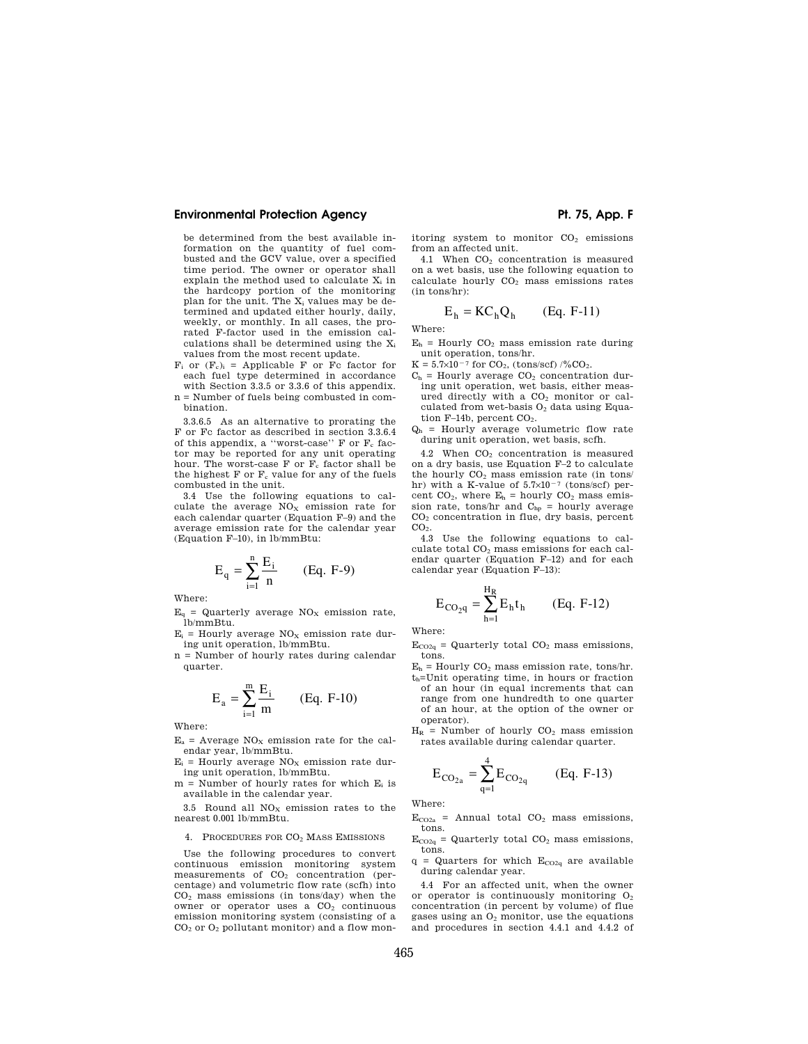be determined from the best available information on the quantity of fuel combusted and the GCV value, over a specified time period. The owner or operator shall explain the method used to calculate $X_i$ in the hardcopy portion of the monitoring plan for the unit. The $X_i$ values may be determined and updated either hourly, daily, weekly, or monthly. In all cases, the prorated F-factor used in the emission calculations shall be determined using the $X_i$ values from the most recent update.

$F_i$ or $(F_c)_i$ = Applicable F or Fc factor for each fuel type determined in accordance with Section 3.3.5 or 3.3.6 of this appendix.

n = Number of fuels being combusted in combination.

3.3.6.5 As an alternative to prorating the F or Fc factor as described in section 3.3.6.4 of this appendix, a "worst-case" F or $F_c$ factor may be reported for any unit operating hour. The worst-case F or $F_c$ factor shall be the highest F or $F_c$ value for any of the fuels combusted in the unit.

3.4 Use the following equations to calculate the average $NO_X$ emission rate for each calendar quarter (Equation F–9) and the average emission rate for the calendar year (Equation F–10), in lb/mmBtu:

$$E_q = \sum_{i=1}^{n} \frac{E_i}{n} \qquad \text{(Eq. F-9)}$$

Where:

$E_q$ = Quarterly average $NO_X$ emission rate, lb/mmBtu.

$E_i$ = Hourly average $NO_X$ emission rate during unit operation, lb/mmBtu.

n = Number of hourly rates during calendar quarter.

$$E_a = \sum_{i=1}^{m} \frac{E_i}{m} \qquad \text{(Eq. F-10)}$$

Where:

$E_a$ = Average $NO_X$ emission rate for the calendar year, lb/mmBtu.

$E_i$ = Hourly average $NO_X$ emission rate during unit operation, lb/mmBtu.

m = Number of hourly rates for which $E_i$ is available in the calendar year.

3.5 Round all $NO_X$ emission rates to the nearest 0.001 lb/mmBtu.

## 4. Procedures for $CO_2$ Mass Emissions

Use the following procedures to convert continuous emission monitoring system measurements of $CO_2$ concentration (percentage) and volumetric flow rate (scfh) into $CO_2$ mass emissions (in tons/day) when the owner or operator uses a $CO_2$ continuous emission monitoring system (consisting of a $CO_2$ or $O_2$ pollutant monitor) and a flow monitoring system to monitor $CO_2$ emissions from an affected unit.

4.1 When $CO_2$ concentration is measured on a wet basis, use the following equation to calculate hourly $CO_2$ mass emissions rates (in tons/hr):

$$E_h = KC_hQ_h \qquad \text{(Eq. F-11)}$$

Where:

$E_h$ = Hourly $CO_2$ mass emission rate during unit operation, tons/hr.

K = $5.7\times10^{-7}$ for $CO_2$, (tons/scf) /%$CO_2$.

$C_h$ = Hourly average $CO_2$ concentration during unit operation, wet basis, either measured directly with a $CO_2$ monitor or calculated from wet-basis $O_2$ data using Equation F–14b, percent $CO_2$.

$Q_h$ = Hourly average volumetric flow rate during unit operation, wet basis, scfh.

4.2 When $CO_2$ concentration is measured on a dry basis, use Equation F–2 to calculate the hourly $CO_2$ mass emission rate (in tons/hr) with a K-value of $5.7\times10^{-7}$ (tons/scf) percent $CO_2$, where $E_h$ = hourly $CO_2$ mass emission rate, tons/hr and $C_{hp}$ = hourly average $CO_2$ concentration in flue, dry basis, percent $CO_2$.

4.3 Use the following equations to calculate total $CO_2$ mass emissions for each calendar quarter (Equation F–12) and for each calendar year (Equation F–13):

$$E_{CO_2q} = \sum_{h=1}^{H_R} E_h t_h \qquad \text{(Eq. F-12)}$$

Where:

$E_{CO_2q}$ = Quarterly total $CO_2$ mass emissions, tons.

$E_h$ = Hourly $CO_2$ mass emission rate, tons/hr.

$t_h$=Unit operating time, in hours or fraction of an hour (in equal increments that can range from one hundredth to one quarter of an hour, at the option of the owner or operator).

$H_R$ = Number of hourly $CO_2$ mass emission rates available during calendar quarter.

$$E_{CO_{2a}} = \sum_{q=1}^{4} E_{CO_{2q}} \qquad \text{(Eq. F-13)}$$

Where:

$E_{CO_2a}$ = Annual total $CO_2$ mass emissions, tons.

$E_{CO_2q}$ = Quarterly total $CO_2$ mass emissions, tons.

q = Quarters for which $E_{CO_2q}$ are available during calendar year.

4.4 For an affected unit, when the owner or operator is continuously monitoring $O_2$ concentration (in percent by volume) of flue gases using an $O_2$ monitor, use the equations and procedures in section 4.4.1 and 4.4.2 of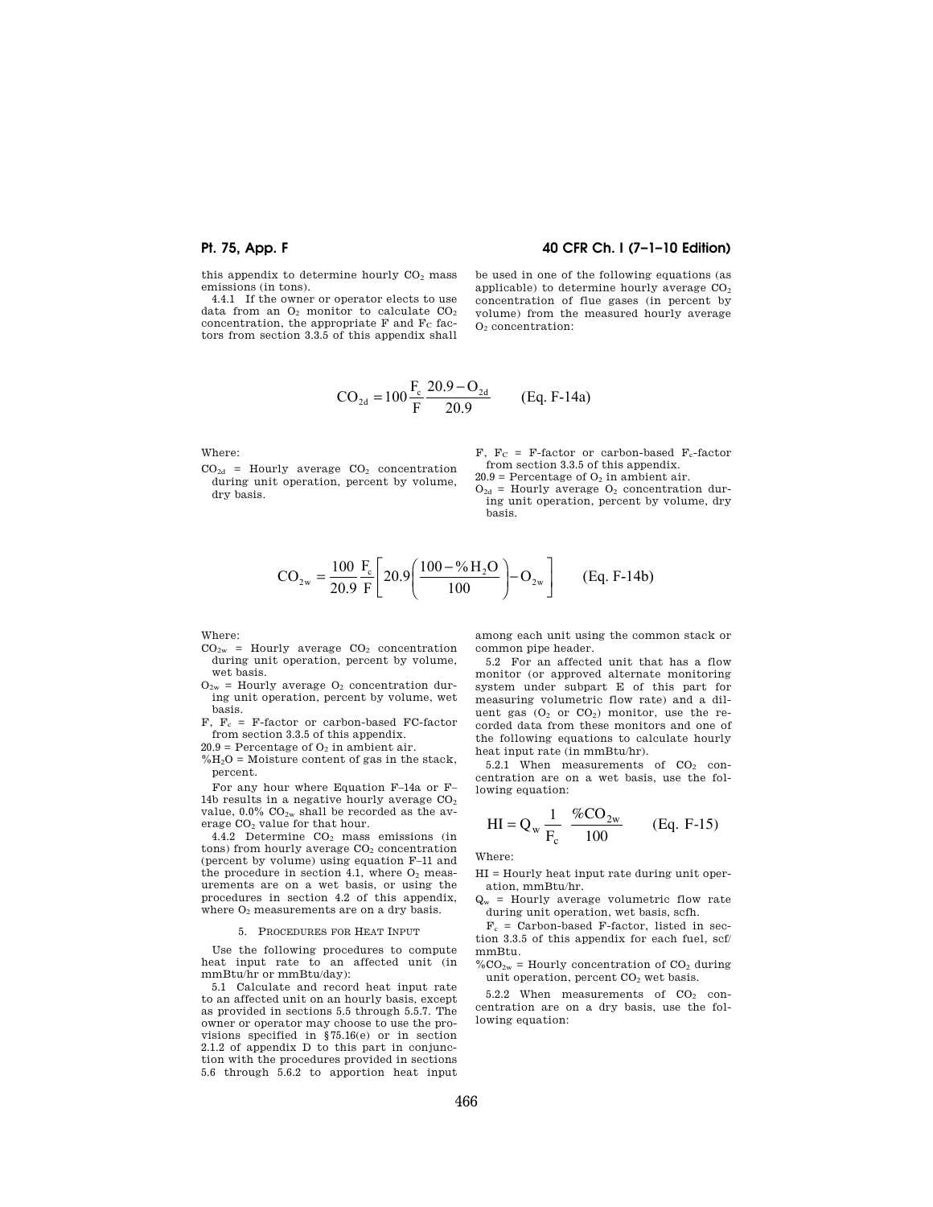this appendix to determine hourly $CO_2$ mass emissions (in tons).

4.4.1 If the owner or operator elects to use data from an $O_2$ monitor to calculate $CO_2$ concentration, the appropriate F and $F_C$ factors from section 3.3.5 of this appendix shall be used in one of the following equations (as applicable) to determine hourly average $CO_2$ concentration of flue gases (in percent by volume) from the measured hourly average $O_2$ concentration:

$$CO_{2d} = 100 \frac{F_c}{F} \frac{20.9 - O_{2d}}{20.9} \qquad \text{(Eq. F-14a)}$$

Where:

$CO_{2d}$ = Hourly average $CO_2$ concentration during unit operation, percent by volume, dry basis.

F, $F_C$ = F-factor or carbon-based $F_c$-factor from section 3.3.5 of this appendix.

20.9 = Percentage of $O_2$ in ambient air.

$O_{2d}$ = Hourly average $O_2$ concentration during unit operation, percent by volume, dry basis.

$$CO_{2w} = \frac{100}{20.9} \frac{F_c}{F} \left[ 20.9 \left( \frac{100 - \%H_2O}{100} \right) - O_{2w} \right] \qquad \text{(Eq. F-14b)}$$

Where:

$CO_{2w}$ = Hourly average $CO_2$ concentration during unit operation, percent by volume, wet basis.

$O_{2w}$ = Hourly average $O_2$ concentration during unit operation, percent by volume, wet basis.

F, $F_c$ = F-factor or carbon-based FC-factor from section 3.3.5 of this appendix.

20.9 = Percentage of $O_2$ in ambient air.

$\%H_2O$ = Moisture content of gas in the stack, percent.

For any hour where Equation F–14a or F–14b results in a negative hourly average $CO_2$ value, 0.0% $CO_{2w}$ shall be recorded as the average $CO_2$ value for that hour.

4.4.2 Determine $CO_2$ mass emissions (in tons) from hourly average $CO_2$ concentration (percent by volume) using equation F–11 and the procedure in section 4.1, where $O_2$ measurements are on a wet basis, or using the procedures in section 4.2 of this appendix, where $O_2$ measurements are on a dry basis.

### 5. Procedures for Heat Input

Use the following procedures to compute heat input rate to an affected unit (in mmBtu/hr or mmBtu/day):

5.1 Calculate and record heat input rate to an affected unit on an hourly basis, except as provided in sections 5.5 through 5.5.7. The owner or operator may choose to use the provisions specified in §75.16(e) or in section 2.1.2 of appendix D to this part in conjunction with the procedures provided in sections 5.6 through 5.6.2 to apportion heat input among each unit using the common stack or common pipe header.

5.2 For an affected unit that has a flow monitor (or approved alternate monitoring system under subpart E of this part for measuring volumetric flow rate) and a diluent gas ($O_2$ or $CO_2$) monitor, use the recorded data from these monitors and one of the following equations to calculate hourly heat input rate (in mmBtu/hr).

5.2.1 When measurements of $CO_2$ concentration are on a wet basis, use the following equation:

$$HI = Q_w \frac{1}{F_c} \frac{\%CO_{2w}}{100} \qquad \text{(Eq. F-15)}$$

Where:

HI = Hourly heat input rate during unit operation, mmBtu/hr.

$Q_w$ = Hourly average volumetric flow rate during unit operation, wet basis, scfh.

$F_c$ = Carbon-based F-factor, listed in section 3.3.5 of this appendix for each fuel, scf/mmBtu.

$\%CO_{2w}$ = Hourly concentration of $CO_2$ during unit operation, percent $CO_2$ wet basis.

5.2.2 When measurements of $CO_2$ concentration are on a dry basis, use the following equation: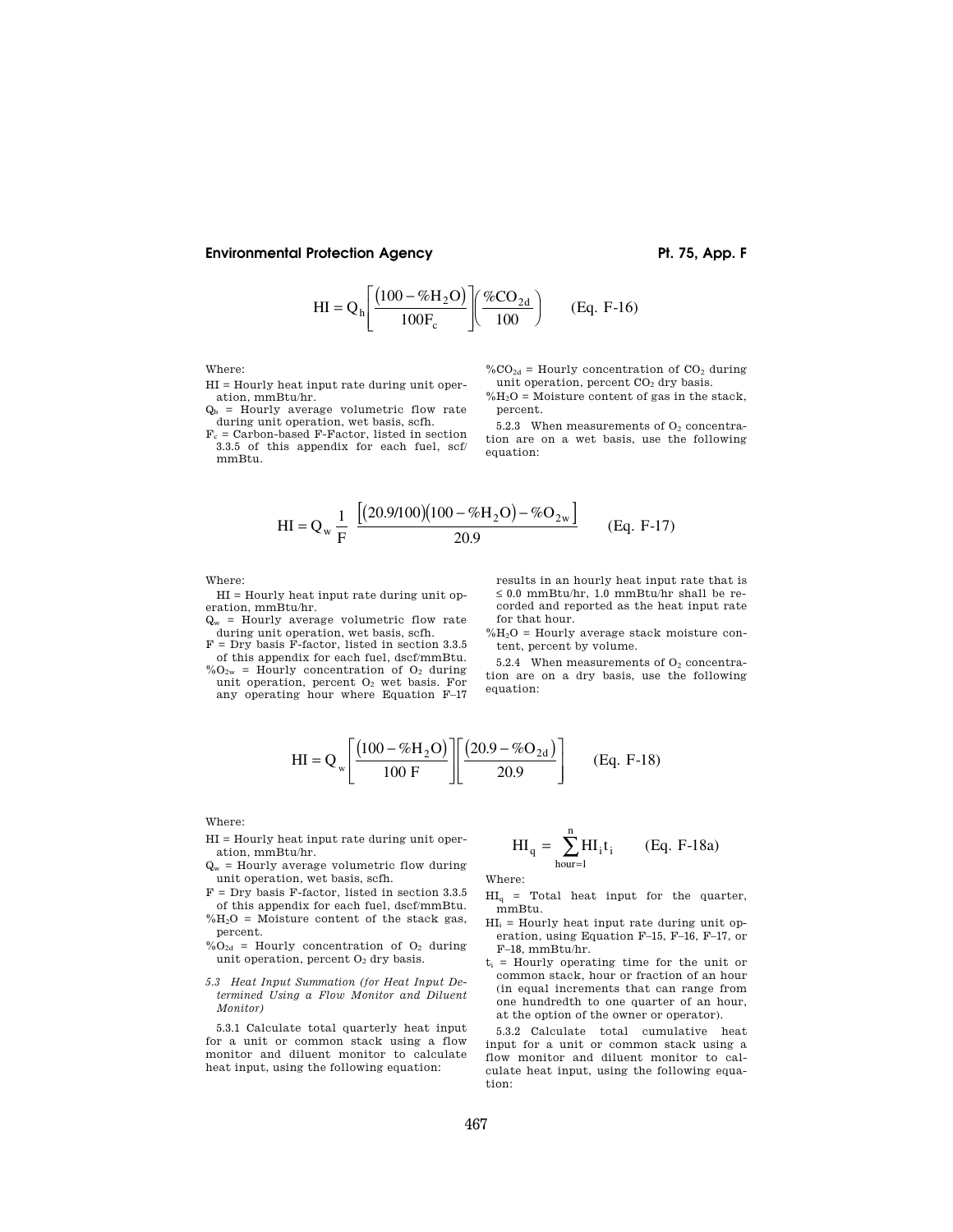$$HI = Q_h \left[ \frac{(100 - \%H_2O)}{100F_c} \right] \left( \frac{\%CO_{2d}}{100} \right) \qquad \text{(Eq. F-16)}$$

Where:

HI = Hourly heat input rate during unit operation, mmBtu/hr.

$Q_h$ = Hourly average volumetric flow rate during unit operation, wet basis, scfh.

$F_c$ = Carbon-based F-Factor, listed in section 3.3.5 of this appendix for each fuel, scf/mmBtu.

$\%CO_{2d}$ = Hourly concentration of $CO_2$ during unit operation, percent $CO_2$ dry basis.

$\%H_2O$ = Moisture content of gas in the stack, percent.

5.2.3 When measurements of $O_2$ concentration are on a wet basis, use the following equation:

$$HI = Q_w \frac{1}{F} \frac{\left[ (20.9/100)(100 - \%H_2O) - \%O_{2w} \right]}{20.9} \qquad \text{(Eq. F-17)}$$

Where:

HI = Hourly heat input rate during unit operation, mmBtu/hr.

$Q_w$ = Hourly average volumetric flow rate during unit operation, wet basis, scfh.

F = Dry basis F-factor, listed in section 3.3.5 of this appendix for each fuel, dscf/mmBtu.

$\%O_{2w}$ = Hourly concentration of $O_2$ during unit operation, percent $O_2$ wet basis. For any operating hour where Equation F–17 results in an hourly heat input rate that is ≤ 0.0 mmBtu/hr, 1.0 mmBtu/hr shall be recorded and reported as the heat input rate for that hour.

$\%H_2O$ = Hourly average stack moisture content, percent by volume.

5.2.4 When measurements of $O_2$ concentration are on a dry basis, use the following equation:

$$HI = Q_w \left[ \frac{(100 - \%H_2O)}{100\ F} \right] \left[ \frac{(20.9 - \%O_{2d})}{20.9} \right] \qquad \text{(Eq. F-18)}$$

Where:

HI = Hourly heat input rate during unit operation, mmBtu/hr.

$Q_w$ = Hourly average volumetric flow during unit operation, wet basis, scfh.

F = Dry basis F-factor, listed in section 3.3.5 of this appendix for each fuel, dscf/mmBtu.

$\%H_2O$ = Moisture content of the stack gas, percent.

$\%O_{2d}$ = Hourly concentration of $O_2$ during unit operation, percent $O_2$ dry basis.

*5.3 Heat Input Summation (for Heat Input Determined Using a Flow Monitor and Diluent Monitor)*

5.3.1 Calculate total quarterly heat input for a unit or common stack using a flow monitor and diluent monitor to calculate heat input, using the following equation:

$$HI_q = \sum_{hour=1}^{n} HI_i t_i \qquad \text{(Eq. F-18a)}$$

Where:

$HI_q$ = Total heat input for the quarter, mmBtu.

$HI_i$ = Hourly heat input rate during unit operation, using Equation F–15, F–16, F–17, or F–18, mmBtu/hr.

$t_i$ = Hourly operating time for the unit or common stack, hour or fraction of an hour (in equal increments that can range from one hundredth to one quarter of an hour, at the option of the owner or operator).

5.3.2 Calculate total cumulative heat input for a unit or common stack using a flow monitor and diluent monitor to calculate heat input, using the following equation: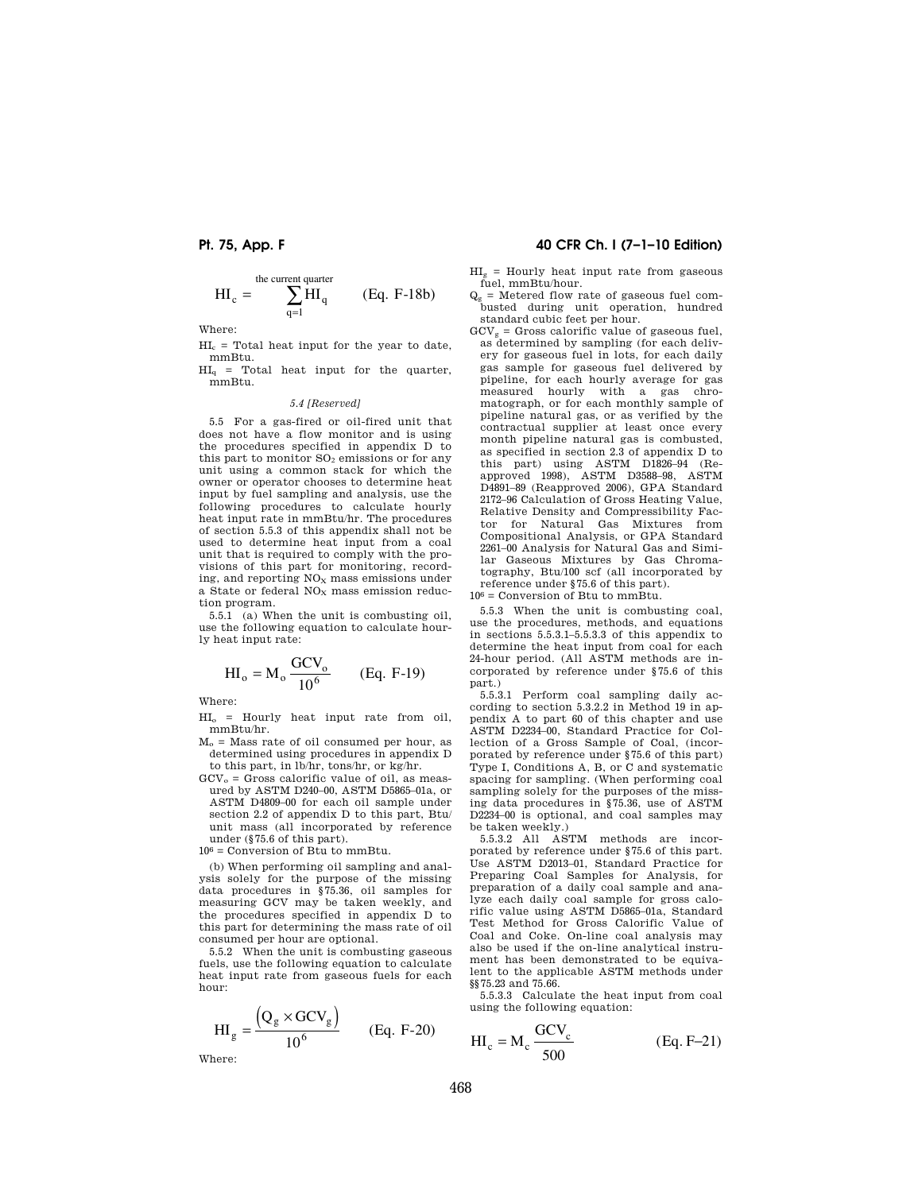$$HI_c = \sum_{q=1}^{\text{the current quarter}} HI_q \qquad \text{(Eq. F-18b)}$$

Where:

$HI_c$ = Total heat input for the year to date, mmBtu.

$HI_q$ = Total heat input for the quarter, mmBtu.

*5.4 [Reserved]*

5.5 For a gas-fired or oil-fired unit that does not have a flow monitor and is using the procedures specified in appendix D to this part to monitor $SO_2$ emissions or for any unit using a common stack for which the owner or operator chooses to determine heat input by fuel sampling and analysis, use the following procedures to calculate hourly heat input rate in mmBtu/hr. The procedures of section 5.5.3 of this appendix shall not be used to determine heat input from a coal unit that is required to comply with the provisions of this part for monitoring, recording, and reporting $NO_X$ mass emissions under a State or federal $NO_X$ mass emission reduction program.

5.5.1 (a) When the unit is combusting oil, use the following equation to calculate hourly heat input rate:

$$HI_o = M_o \frac{GCV_o}{10^6} \qquad \text{(Eq. F-19)}$$

Where:

$HI_o$ = Hourly heat input rate from oil, mmBtu/hr.

$M_o$ = Mass rate of oil consumed per hour, as determined using procedures in appendix D to this part, in lb/hr, tons/hr, or kg/hr.

$GCV_o$ = Gross calorific value of oil, as measured by ASTM D240–00, ASTM D5865–01a, or ASTM D4809–00 for each oil sample under section 2.2 of appendix D to this part, Btu/unit mass (all incorporated by reference under (§75.6 of this part).

$10^6$ = Conversion of Btu to mmBtu.

(b) When performing oil sampling and analysis solely for the purpose of the missing data procedures in §75.36, oil samples for measuring GCV may be taken weekly, and the procedures specified in appendix D to this part for determining the mass rate of oil consumed per hour are optional.

5.5.2 When the unit is combusting gaseous fuels, use the following equation to calculate heat input rate from gaseous fuels for each hour:

$$HI_g = \frac{\left(Q_g \times GCV_g\right)}{10^6} \qquad \text{(Eq. F-20)}$$

Where:

$HI_g$ = Hourly heat input rate from gaseous fuel, mmBtu/hour.

$Q_g$ = Metered flow rate of gaseous fuel combusted during unit operation, hundred standard cubic feet per hour.

$GCV_g$ = Gross calorific value of gaseous fuel, as determined by sampling (for each delivery for gaseous fuel in lots, for each daily gas sample for gaseous fuel delivered by pipeline, for each hourly average for gas measured hourly with a gas chromatograph, or for each monthly sample of pipeline natural gas, or as verified by the contractual supplier at least once every month pipeline natural gas is combusted, as specified in section 2.3 of appendix D to this part) using ASTM D1826–94 (Reapproved 1998), ASTM D3588–98, ASTM D4891–89 (Reapproved 2006), GPA Standard 2172–96 Calculation of Gross Heating Value, Relative Density and Compressibility Factor for Natural Gas Mixtures from Compositional Analysis, or GPA Standard 2261–00 Analysis for Natural Gas and Similar Gaseous Mixtures by Gas Chromatography, Btu/100 scf (all incorporated by reference under §75.6 of this part).

$10^6$ = Conversion of Btu to mmBtu.

5.5.3 When the unit is combusting coal, use the procedures, methods, and equations in sections 5.5.3.1–5.5.3.3 of this appendix to determine the heat input from coal for each 24-hour period. (All ASTM methods are incorporated by reference under §75.6 of this part.)

5.5.3.1 Perform coal sampling daily according to section 5.3.2.2 in Method 19 in appendix A to part 60 of this chapter and use ASTM D2234–00, Standard Practice for Collection of a Gross Sample of Coal, (incorporated by reference under §75.6 of this part) Type I, Conditions A, B, or C and systematic spacing for sampling. (When performing coal sampling solely for the purposes of the missing data procedures in §75.36, use of ASTM D2234–00 is optional, and coal samples may be taken weekly.)

5.5.3.2 All ASTM methods are incorporated by reference under §75.6 of this part. Use ASTM D2013–01, Standard Practice for Preparing Coal Samples for Analysis, for preparation of a daily coal sample and analyze each daily coal sample for gross calorific value using ASTM D5865–01a, Standard Test Method for Gross Calorific Value of Coal and Coke. On-line coal analysis may also be used if the on-line analytical instrument has been demonstrated to be equivalent to the applicable ASTM methods under §§75.23 and 75.66.

5.5.3.3 Calculate the heat input from coal using the following equation:

$$HI_c = M_c \frac{GCV_c}{500} \qquad \text{(Eq. F–21)}$$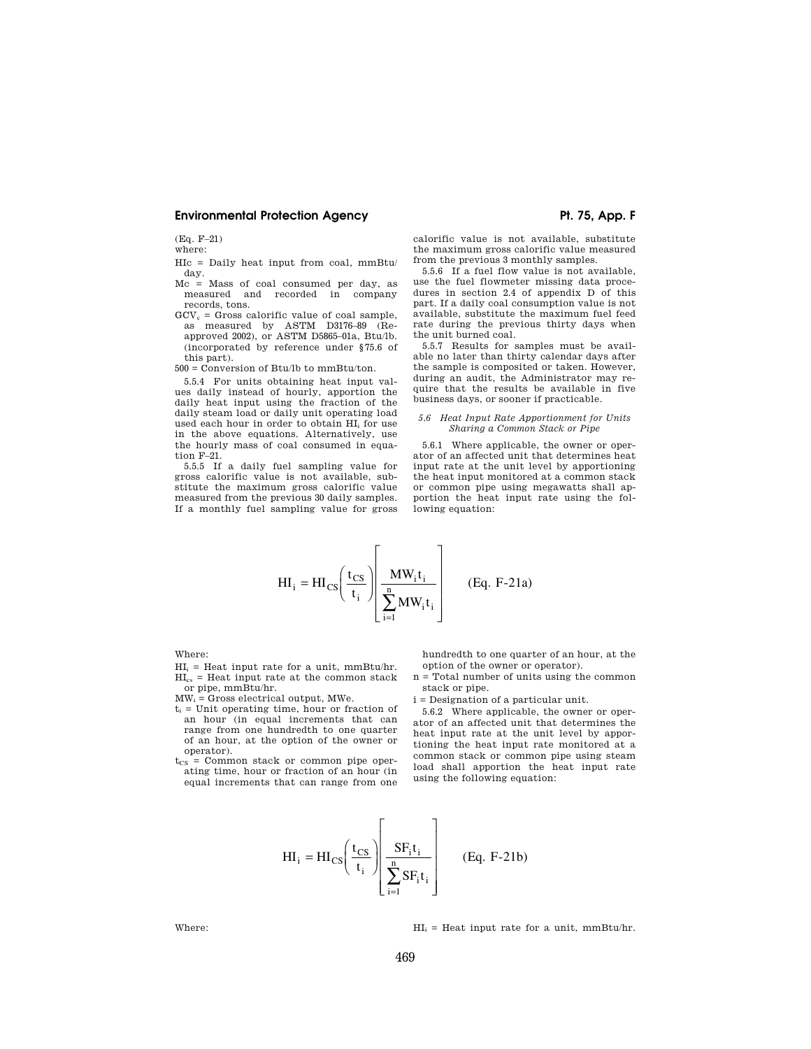(Eq. F–21)

where:

HIc = Daily heat input from coal, mmBtu/day.

Mc = Mass of coal consumed per day, as measured and recorded in company records, tons.

$GCV_c$ = Gross calorific value of coal sample, as measured by ASTM D3176–89 (Reapproved 2002), or ASTM D5865–01a, Btu/lb. (incorporated by reference under §75.6 of this part).

500 = Conversion of Btu/lb to mmBtu/ton.

5.5.4 For units obtaining heat input values daily instead of hourly, apportion the daily heat input using the fraction of the daily steam load or daily unit operating load used each hour in order to obtain $HI_i$ for use in the above equations. Alternatively, use the hourly mass of coal consumed in equation F–21.

5.5.5 If a daily fuel sampling value for gross calorific value is not available, substitute the maximum gross calorific value measured from the previous 30 daily samples. If a monthly fuel sampling value for gross calorific value is not available, substitute the maximum gross calorific value measured from the previous 3 monthly samples.

5.5.6 If a fuel flow value is not available, use the fuel flowmeter missing data procedures in section 2.4 of appendix D of this part. If a daily coal consumption value is not available, substitute the maximum fuel feed rate during the previous thirty days when the unit burned coal.

5.5.7 Results for samples must be available no later than thirty calendar days after the sample is composited or taken. However, during an audit, the Administrator may require that the results be available in five business days, or sooner if practicable.

*5.6 Heat Input Rate Apportionment for Units Sharing a Common Stack or Pipe*

5.6.1 Where applicable, the owner or operator of an affected unit that determines heat input rate at the unit level by apportioning the heat input monitored at a common stack or common pipe using megawatts shall apportion the heat input rate using the following equation:

$$HI_i = HI_{CS}\left(\frac{t_{CS}}{t_i}\right)\left[\frac{MW_i t_i}{\sum_{i=1}^{n} MW_i t_i}\right] \qquad \text{(Eq. F-21a)}$$

Where:

$HI_i$ = Heat input rate for a unit, mmBtu/hr.

$HI_{cs}$ = Heat input rate at the common stack or pipe, mmBtu/hr.

$MW_i$ = Gross electrical output, MWe.

$t_i$ = Unit operating time, hour or fraction of an hour (in equal increments that can range from one hundredth to one quarter of an hour, at the option of the owner or operator).

$t_{CS}$ = Common stack or common pipe operating time, hour or fraction of an hour (in equal increments that can range from one hundredth to one quarter of an hour, at the option of the owner or operator).

n = Total number of units using the common stack or pipe.

i = Designation of a particular unit.

5.6.2 Where applicable, the owner or operator of an affected unit that determines the heat input rate at the unit level by apportioning the heat input rate monitored at a common stack or common pipe using steam load shall apportion the heat input rate using the following equation:

$$HI_i = HI_{CS}\left(\frac{t_{CS}}{t_i}\right)\left[\frac{SF_i t_i}{\sum_{i=1}^{n} SF_i t_i}\right] \qquad \text{(Eq. F-21b)}$$

Where:

$HI_i$ = Heat input rate for a unit, mmBtu/hr.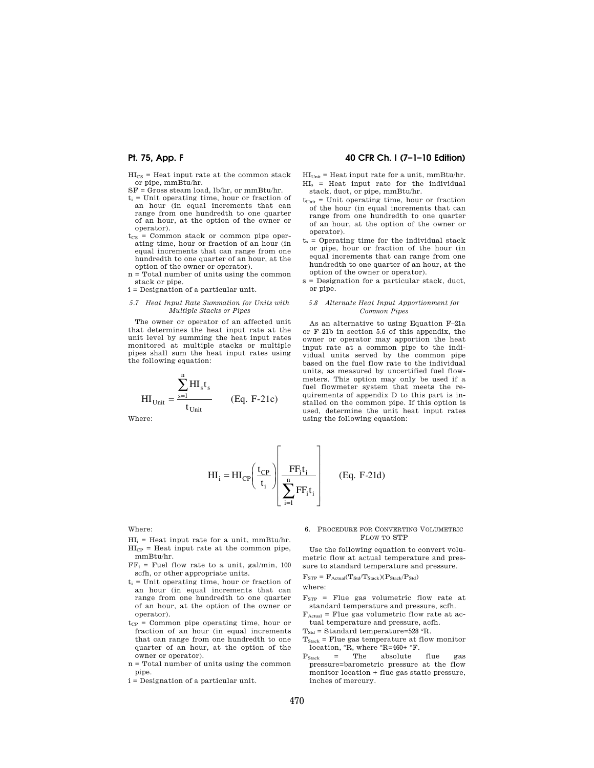$HI_{CS}$ = Heat input rate at the common stack or pipe, mmBtu/hr.

SF = Gross steam load, lb/hr, or mmBtu/hr.

$t_i$ = Unit operating time, hour or fraction of an hour (in equal increments that can range from one hundredth to one quarter of an hour, at the option of the owner or operator).

$t_{CS}$ = Common stack or common pipe operating time, hour or fraction of an hour (in equal increments that can range from one hundredth to one quarter of an hour, at the option of the owner or operator).

n = Total number of units using the common stack or pipe.

i = Designation of a particular unit.

*5.7 Heat Input Rate Summation for Units with Multiple Stacks or Pipes*

The owner or operator of an affected unit that determines the heat input rate at the unit level by summing the heat input rates monitored at multiple stacks or multiple pipes shall sum the heat input rates using the following equation:

$$HI_{Unit} = \frac{\sum_{s=1}^{n} HI_s t_s}{t_{Unit}} \qquad \text{(Eq. F-21c)}$$

Where:

$HI_{Unit}$ = Heat input rate for a unit, mmBtu/hr.

$HI_s$ = Heat input rate for the individual stack, duct, or pipe, mmBtu/hr.

$t_{Unit}$ = Unit operating time, hour or fraction of the hour (in equal increments that can range from one hundredth to one quarter of an hour, at the option of the owner or operator).

$t_s$ = Operating time for the individual stack or pipe, hour or fraction of the hour (in equal increments that can range from one hundredth to one quarter of an hour, at the option of the owner or operator).

s = Designation for a particular stack, duct, or pipe.

*5.8 Alternate Heat Input Apportionment for Common Pipes*

As an alternative to using Equation F–21a or F–21b in section 5.6 of this appendix, the owner or operator may apportion the heat input rate at a common pipe to the individual units served by the common pipe based on the fuel flow rate to the individual units, as measured by uncertified fuel flowmeters. This option may only be used if a fuel flowmeter system that meets the requirements of appendix D to this part is installed on the common pipe. If this option is used, determine the unit heat input rates using the following equation:

$$HI_i = HI_{CP}\left(\frac{t_{CP}}{t_i}\right)\left[\frac{FF_i t_i}{\sum_{i=1}^{n} FF_i t_i}\right] \qquad \text{(Eq. F-21d)}$$

Where:

$HI_i$ = Heat input rate for a unit, mmBtu/hr.

$HI_{CP}$ = Heat input rate at the common pipe, mmBtu/hr.

$FF_i$ = Fuel flow rate to a unit, gal/min, 100 scfh, or other appropriate units.

$t_i$ = Unit operating time, hour or fraction of an hour (in equal increments that can range from one hundredth to one quarter of an hour, at the option of the owner or operator).

$t_{CP}$ = Common pipe operating time, hour or fraction of an hour (in equal increments that can range from one hundredth to one quarter of an hour, at the option of the owner or operator).

n = Total number of units using the common pipe.

i = Designation of a particular unit.

## 6. Procedure for Converting Volumetric Flow to STP

Use the following equation to convert volumetric flow at actual temperature and pressure to standard temperature and pressure.

$F_{STP} = F_{Actual}(T_{Std}/T_{Stack})(P_{Stack}/P_{Std})$

where:

$F_{STP}$ = Flue gas volumetric flow rate at standard temperature and pressure, scfh.

$F_{Actual}$ = Flue gas volumetric flow rate at actual temperature and pressure, acfh.

$T_{Std}$ = Standard temperature=528 °R.

$T_{Stack}$ = Flue gas temperature at flow monitor location, °R, where °R=460+ °F.

$P_{Stack}$ = The absolute flue gas pressure=barometric pressure at the flow monitor location + flue gas static pressure, inches of mercury.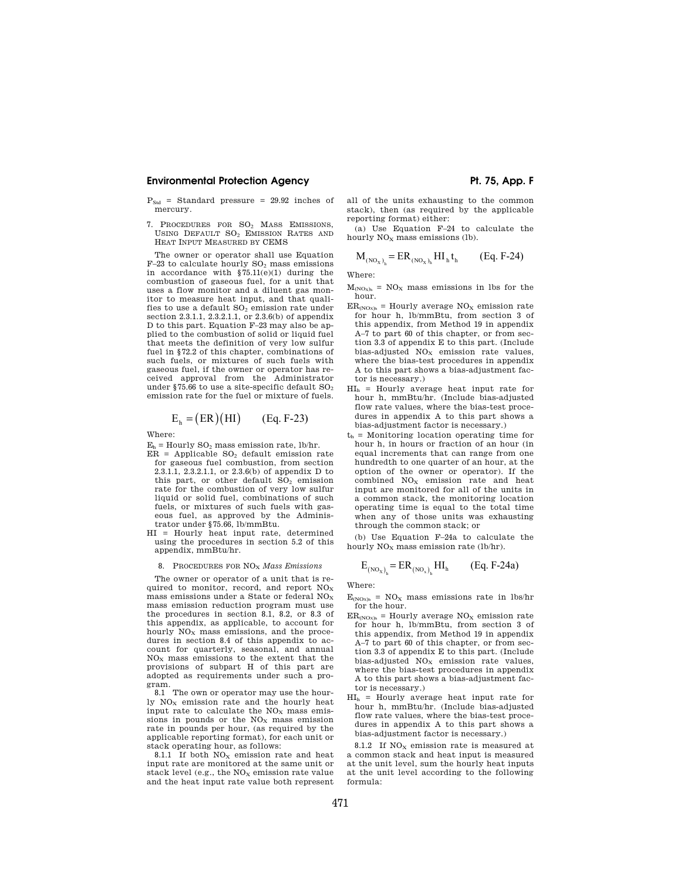$P_{Std}$ = Standard pressure = 29.92 inches of mercury.

7. PROCEDURES FOR $SO_2$ MASS EMISSIONS, USING DEFAULT $SO_2$ EMISSION RATES AND HEAT INPUT MEASURED BY CEMS

The owner or operator shall use Equation F–23 to calculate hourly $SO_2$ mass emissions in accordance with §75.11(e)(1) during the combustion of gaseous fuel, for a unit that uses a flow monitor and a diluent gas monitor to measure heat input, and that qualifies to use a default $SO_2$ emission rate under section 2.3.1.1, 2.3.2.1.1, or 2.3.6(b) of appendix D to this part. Equation F–23 may also be applied to the combustion of solid or liquid fuel that meets the definition of very low sulfur fuel in §72.2 of this chapter, combinations of such fuels, or mixtures of such fuels with gaseous fuel, if the owner or operator has received approval from the Administrator under §75.66 to use a site-specific default $SO_2$ emission rate for the fuel or mixture of fuels.

$$E_h = (ER)(HI) \qquad \text{(Eq. F-23)}$$

Where:

$E_h$ = Hourly $SO_2$ mass emission rate, lb/hr.

ER = Applicable $SO_2$ default emission rate for gaseous fuel combustion, from section 2.3.1.1, 2.3.2.1.1, or 2.3.6(b) of appendix D to this part, or other default $SO_2$ emission rate for the combustion of very low sulfur liquid or solid fuel, combinations of such fuels, or mixtures of such fuels with gaseous fuel, as approved by the Administrator under §75.66, lb/mmBtu.

HI = Hourly heat input rate, determined using the procedures in section 5.2 of this appendix, mmBtu/hr.

8. PROCEDURES FOR $NO_X$ *Mass Emissions*

The owner or operator of a unit that is required to monitor, record, and report $NO_X$ mass emissions under a State or federal $NO_X$ mass emission reduction program must use the procedures in section 8.1, 8.2, or 8.3 of this appendix, as applicable, to account for hourly $NO_X$ mass emissions, and the procedures in section 8.4 of this appendix to account for quarterly, seasonal, and annual $NO_X$ mass emissions to the extent that the provisions of subpart H of this part are adopted as requirements under such a program.

8.1 The own or operator may use the hourly $NO_X$ emission rate and the hourly heat input rate to calculate the $NO_X$ mass emissions in pounds or the $NO_X$ mass emission rate in pounds per hour, (as required by the applicable reporting format), for each unit or stack operating hour, as follows:

8.1.1 If both $NO_X$ emission rate and heat input rate are monitored at the same unit or stack level (e.g., the $NO_X$ emission rate value and the heat input rate value both represent all of the units exhausting to the common stack), then (as required by the applicable reporting format) either:

(a) Use Equation F–24 to calculate the hourly $NO_X$ mass emissions (lb).

$$M_{(NO_X)_h} = ER_{(NO_X)_h} HI_h t_h \qquad \text{(Eq. F-24)}$$

Where:

$M_{(NOx)h}$ = $NO_X$ mass emissions in lbs for the hour.

$ER_{(NOx)h}$ = Hourly average $NO_X$ emission rate for hour h, lb/mmBtu, from section 3 of this appendix, from Method 19 in appendix A–7 to part 60 of this chapter, or from section 3.3 of appendix E to this part. (Include bias-adjusted $NO_X$ emission rate values, where the bias-test procedures in appendix A to this part shows a bias-adjustment factor is necessary.)

$HI_h$ = Hourly average heat input rate for hour h, mmBtu/hr. (Include bias-adjusted flow rate values, where the bias-test procedures in appendix A to this part shows a bias-adjustment factor is necessary.)

$t_h$ = Monitoring location operating time for hour h, in hours or fraction of an hour (in equal increments that can range from one hundredth to one quarter of an hour, at the option of the owner or operator). If the combined $NO_X$ emission rate and heat input are monitored for all of the units in a common stack, the monitoring location operating time is equal to the total time when any of those units was exhausting through the common stack; or

(b) Use Equation F–24a to calculate the hourly $NO_X$ mass emission rate (lb/hr).

$$E_{(NO_X)_h} = ER_{(NO_x)_h} HI_h \qquad \text{(Eq. F-24a)}$$

Where:

$E_{(NOx)h}$ = $NO_X$ mass emissions rate in lbs/hr for the hour.

$ER_{(NOx)h}$ = Hourly average $NO_X$ emission rate for hour h, lb/mmBtu, from section 3 of this appendix, from Method 19 in appendix A–7 to part 60 of this chapter, or from section 3.3 of appendix E to this part. (Include bias-adjusted $NO_X$ emission rate values, where the bias-test procedures in appendix A to this part shows a bias-adjustment factor is necessary.)

$HI_h$ = Hourly average heat input rate for hour h, mmBtu/hr. (Include bias-adjusted flow rate values, where the bias-test procedures in appendix A to this part shows a bias-adjustment factor is necessary.)

8.1.2 If $NO_X$ emission rate is measured at a common stack and heat input is measured at the unit level, sum the hourly heat inputs at the unit level according to the following formula: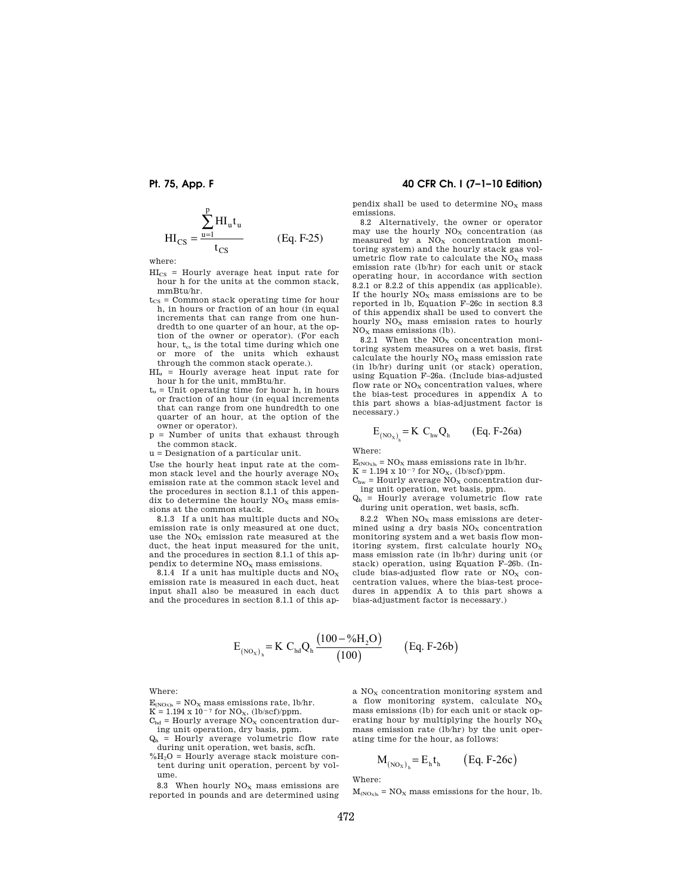$$HI_{CS} = \frac{\sum_{u=1}^{p} HI_u t_u}{t_{CS}} \qquad \text{(Eq. F-25)}$$

where:

$HI_{CS}$ = Hourly average heat input rate for hour h for the units at the common stack, mmBtu/hr.

$t_{CS}$ = Common stack operating time for hour h, in hours or fraction of an hour (in equal increments that can range from one hundredth to one quarter of an hour, at the option of the owner or operator). (For each hour, $t_{cs}$ is the total time during which one or more of the units which exhaust through the common stack operate.).

$HI_u$ = Hourly average heat input rate for hour h for the unit, mmBtu/hr.

$t_u$ = Unit operating time for hour h, in hours or fraction of an hour (in equal increments that can range from one hundredth to one quarter of an hour, at the option of the owner or operator).

p = Number of units that exhaust through the common stack.

u = Designation of a particular unit.

Use the hourly heat input rate at the common stack level and the hourly average $NO_X$ emission rate at the common stack level and the procedures in section 8.1.1 of this appendix to determine the hourly $NO_X$ mass emissions at the common stack.

8.1.3 If a unit has multiple ducts and $NO_X$ emission rate is only measured at one duct, use the $NO_X$ emission rate measured at the duct, the heat input measured for the unit, and the procedures in section 8.1.1 of this appendix to determine $NO_X$ mass emissions.

8.1.4 If a unit has multiple ducts and $NO_X$ emission rate is measured in each duct, heat input shall also be measured in each duct and the procedures in section 8.1.1 of this appendix shall be used to determine $NO_X$ mass emissions.

8.2 Alternatively, the owner or operator may use the hourly $NO_X$ concentration (as measured by a $NO_X$ concentration monitoring system) and the hourly stack gas volumetric flow rate to calculate the $NO_X$ mass emission rate (lb/hr) for each unit or stack operating hour, in accordance with section 8.2.1 or 8.2.2 of this appendix (as applicable). If the hourly $NO_X$ mass emissions are to be reported in lb, Equation F–26c in section 8.3 of this appendix shall be used to convert the hourly $NO_X$ mass emission rates to hourly $NO_X$ mass emissions (lb).

8.2.1 When the $NO_X$ concentration monitoring system measures on a wet basis, first calculate the hourly $NO_X$ mass emission rate (in lb/hr) during unit (or stack) operation, using Equation F–26a. (Include bias-adjusted flow rate or $NO_X$ concentration values, where the bias-test procedures in appendix A to this part shows a bias-adjustment factor is necessary.)

$$E_{(NO_X)_h} = K\ C_{hw} Q_h \qquad \text{(Eq. F-26a)}$$

Where:

$E_{(NO_X)_h}$ = $NO_X$ mass emissions rate in lb/hr.

K = $1.194 \times 10^{-7}$ for $NO_X$, (lb/scf)/ppm.

$C_{hw}$ = Hourly average $NO_X$ concentration during unit operation, wet basis, ppm.

$Q_h$ = Hourly average volumetric flow rate during unit operation, wet basis, scfh.

8.2.2 When $NO_X$ mass emissions are determined using a dry basis $NO_X$ concentration monitoring system and a wet basis flow monitoring system, first calculate hourly $NO_X$ mass emission rate (in lb/hr) during unit (or stack) operation, using Equation F–26b. (Include bias-adjusted flow rate or $NO_X$ concentration values, where the bias-test procedures in appendix A to this part shows a bias-adjustment factor is necessary.)

$$E_{(NO_X)_h} = K\ C_{hd} Q_h \frac{(100 - \%H_2O)}{(100)} \qquad \text{(Eq. F-26b)}$$

Where:

$E_{(NO_X)_h}$ = $NO_X$ mass emissions rate, lb/hr.

K = $1.194 \times 10^{-7}$ for $NO_X$, (lb/scf)/ppm.

$C_{hd}$ = Hourly average $NO_X$ concentration during unit operation, dry basis, ppm.

$Q_h$ = Hourly average volumetric flow rate during unit operation, wet basis, scfh.

$\%H_2O$ = Hourly average stack moisture content during unit operation, percent by volume.

8.3 When hourly $NO_X$ mass emissions are reported in pounds and are determined using a $NO_X$ concentration monitoring system and a flow monitoring system, calculate $NO_X$ mass emissions (lb) for each unit or stack operating hour by multiplying the hourly $NO_X$ mass emission rate (lb/hr) by the unit operating time for the hour, as follows:

$$M_{(NO_X)_h} = E_h t_h \qquad \text{(Eq. F-26c)}$$

Where:

$M_{(NO_X)_h}$ = $NO_X$ mass emissions for the hour, lb.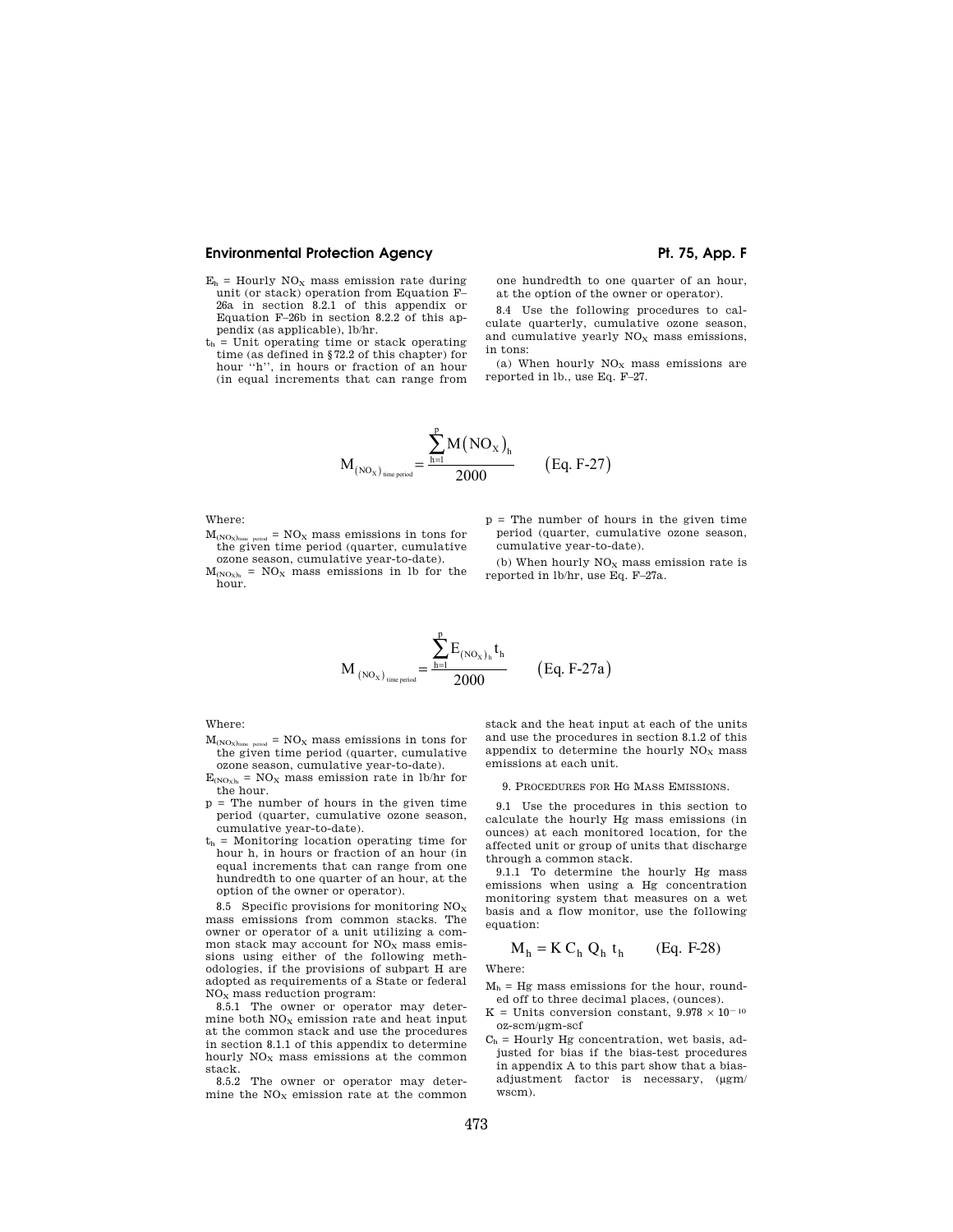$E_h$ = Hourly $NO_X$ mass emission rate during unit (or stack) operation from Equation F–26a in section 8.2.1 of this appendix or Equation F–26b in section 8.2.2 of this appendix (as applicable), lb/hr.

$t_h$ = Unit operating time or stack operating time (as defined in §72.2 of this chapter) for hour "h", in hours or fraction of an hour (in equal increments that can range from one hundredth to one quarter of an hour, at the option of the owner or operator).

8.4 Use the following procedures to calculate quarterly, cumulative ozone season, and cumulative yearly $NO_X$ mass emissions, in tons:

(a) When hourly $NO_X$ mass emissions are reported in lb., use Eq. F–27.

$$M_{(NO_X)_{time\ period}} = \frac{\sum_{h=1}^{p} M(NO_X)_h}{2000} \qquad \text{(Eq. F-27)}$$

Where:

$M_{(NO_X)_{time\ period}}$ = $NO_X$ mass emissions in tons for the given time period (quarter, cumulative ozone season, cumulative year-to-date).

$M_{(NO_X)_h}$ = $NO_X$ mass emissions in lb for the hour.

p = The number of hours in the given time period (quarter, cumulative ozone season, cumulative year-to-date).

(b) When hourly $NO_X$ mass emission rate is reported in lb/hr, use Eq. F–27a.

$$M_{(NO_X)_{time\ period}} = \frac{\sum_{h=1}^{p} E_{(NO_X)_h} t_h}{2000} \qquad \text{(Eq. F-27a)}$$

Where:

$M_{(NO_X)_{time\ period}}$ = $NO_X$ mass emissions in tons for the given time period (quarter, cumulative ozone season, cumulative year-to-date).

$E_{(NO_X)_h}$ = $NO_X$ mass emission rate in lb/hr for the hour.

p = The number of hours in the given time period (quarter, cumulative ozone season, cumulative year-to-date).

$t_h$ = Monitoring location operating time for hour h, in hours or fraction of an hour (in equal increments that can range from one hundredth to one quarter of an hour, at the option of the owner or operator).

8.5 Specific provisions for monitoring $NO_X$ mass emissions from common stacks. The owner or operator of a unit utilizing a common stack may account for $NO_X$ mass emissions using either of the following methodologies, if the provisions of subpart H are adopted as requirements of a State or federal $NO_X$ mass reduction program:

8.5.1 The owner or operator may determine both $NO_X$ emission rate and heat input at the common stack and use the procedures in section 8.1.1 of this appendix to determine hourly $NO_X$ mass emissions at the common stack.

8.5.2 The owner or operator may determine the $NO_X$ emission rate at the common stack and the heat input at each of the units and use the procedures in section 8.1.2 of this appendix to determine the hourly $NO_X$ mass emissions at each unit.

9. PROCEDURES FOR HG MASS EMISSIONS.

9.1 Use the procedures in this section to calculate the hourly Hg mass emissions (in ounces) at each monitored location, for the affected unit or group of units that discharge through a common stack.

9.1.1 To determine the hourly Hg mass emissions when using a Hg concentration monitoring system that measures on a wet basis and a flow monitor, use the following equation:

$$M_h = K\, C_h\, Q_h\, t_h \qquad \text{(Eq. F-28)}$$

Where:

$M_h$ = Hg mass emissions for the hour, rounded off to three decimal places, (ounces).

K = Units conversion constant, $9.978 \times 10^{-10}$ oz-scm/μgm-scf

$C_h$ = Hourly Hg concentration, wet basis, adjusted for bias if the bias-test procedures in appendix A to this part show that a bias-adjustment factor is necessary, (μgm/wscm).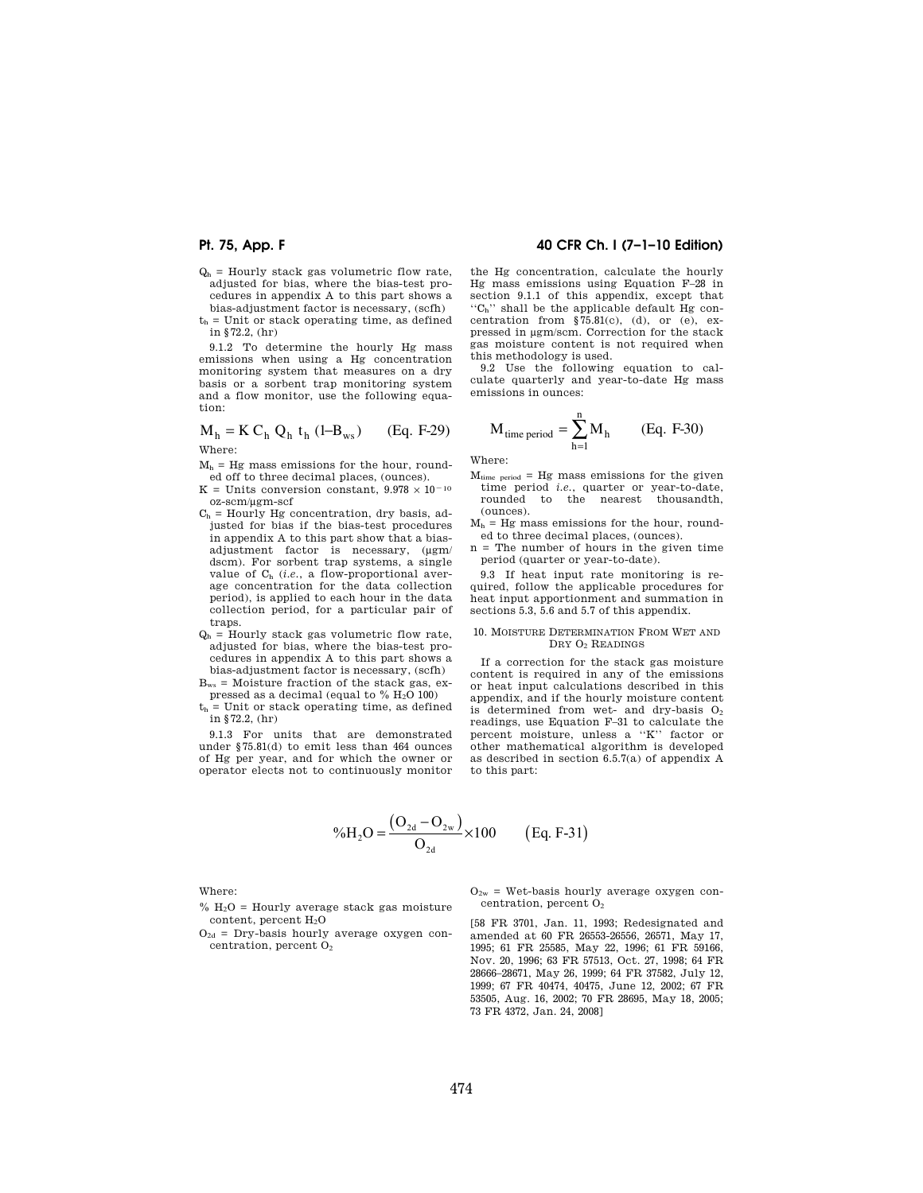$Q_h$ = Hourly stack gas volumetric flow rate, adjusted for bias, where the bias-test procedures in appendix A to this part shows a bias-adjustment factor is necessary, (scfh)

$t_h$ = Unit or stack operating time, as defined in §72.2, (hr)

9.1.2 To determine the hourly Hg mass emissions when using a Hg concentration monitoring system that measures on a dry basis or a sorbent trap monitoring system and a flow monitor, use the following equation:

$$M_h = K\, C_h\, Q_h\, t_h\, (1 - B_{ws}) \qquad \text{(Eq. F-29)}$$

Where:

$M_h$ = Hg mass emissions for the hour, rounded off to three decimal places, (ounces).

K = Units conversion constant, $9.978 \times 10^{-10}$ oz-scm/µgm-scf

$C_h$ = Hourly Hg concentration, dry basis, adjusted for bias if the bias-test procedures in appendix A to this part show that a bias-adjustment factor is necessary, (µgm/dscm). For sorbent trap systems, a single value of $C_h$ (*i.e.*, a flow-proportional average concentration for the data collection period), is applied to each hour in the data collection period, for a particular pair of traps.

$Q_h$ = Hourly stack gas volumetric flow rate, adjusted for bias, where the bias-test procedures in appendix A to this part shows a bias-adjustment factor is necessary, (scfh)

$B_{ws}$ = Moisture fraction of the stack gas, expressed as a decimal (equal to % $H_2O$ ÷ 100)

$t_h$ = Unit or stack operating time, as defined in §72.2, (hr)

9.1.3 For units that are demonstrated under §75.81(d) to emit less than 464 ounces of Hg per year, and for which the owner or operator elects not to continuously monitor the Hg concentration, calculate the hourly Hg mass emissions using Equation F–28 in section 9.1.1 of this appendix, except that "$C_h$" shall be the applicable default Hg concentration from §75.81(c), (d), or (e), expressed in µgm/scm. Correction for the stack gas moisture content is not required when this methodology is used.

9.2 Use the following equation to calculate quarterly and year-to-date Hg mass emissions in ounces:

$$M_{\text{time period}} = \sum_{h=1}^{n} M_h \qquad \text{(Eq. F-30)}$$

Where:

$M_{\text{time period}}$ = Hg mass emissions for the given time period *i.e.*, quarter or year-to-date, rounded to the nearest thousandth, (ounces).

$M_h$ = Hg mass emissions for the hour, rounded to three decimal places, (ounces).

n = The number of hours in the given time period (quarter or year-to-date).

9.3 If heat input rate monitoring is required, follow the applicable procedures for heat input apportionment and summation in sections 5.3, 5.6 and 5.7 of this appendix.

## 10. MOISTURE DETERMINATION FROM WET AND DRY $O_2$ READINGS

If a correction for the stack gas moisture content is required in any of the emissions or heat input calculations described in this appendix, and if the hourly moisture content is determined from wet- and dry-basis $O_2$ readings, use Equation F–31 to calculate the percent moisture, unless a "K" factor or other mathematical algorithm is developed as described in section 6.5.7(a) of appendix A to this part:

$$\%H_2O = \frac{(O_{2d} - O_{2w})}{O_{2d}} \times 100 \qquad \text{(Eq. F-31)}$$

Where:

% $H_2O$ = Hourly average stack gas moisture content, percent $H_2O$

$O_{2d}$ = Dry-basis hourly average oxygen concentration, percent $O_2$

$O_{2w}$ = Wet-basis hourly average oxygen concentration, percent $O_2$

[58 FR 3701, Jan. 11, 1993; Redesignated and amended at 60 FR 26553-26556, 26571, May 17, 1995; 61 FR 25585, May 22, 1996; 61 FR 59166, Nov. 20, 1996; 63 FR 57513, Oct. 27, 1998; 64 FR 28666–28671, May 26, 1999; 64 FR 37582, July 12, 1999; 67 FR 40474, 40475, June 12, 2002; 67 FR 53505, Aug. 16, 2002; 70 FR 28695, May 18, 2005; 73 FR 4372, Jan. 24, 2008]